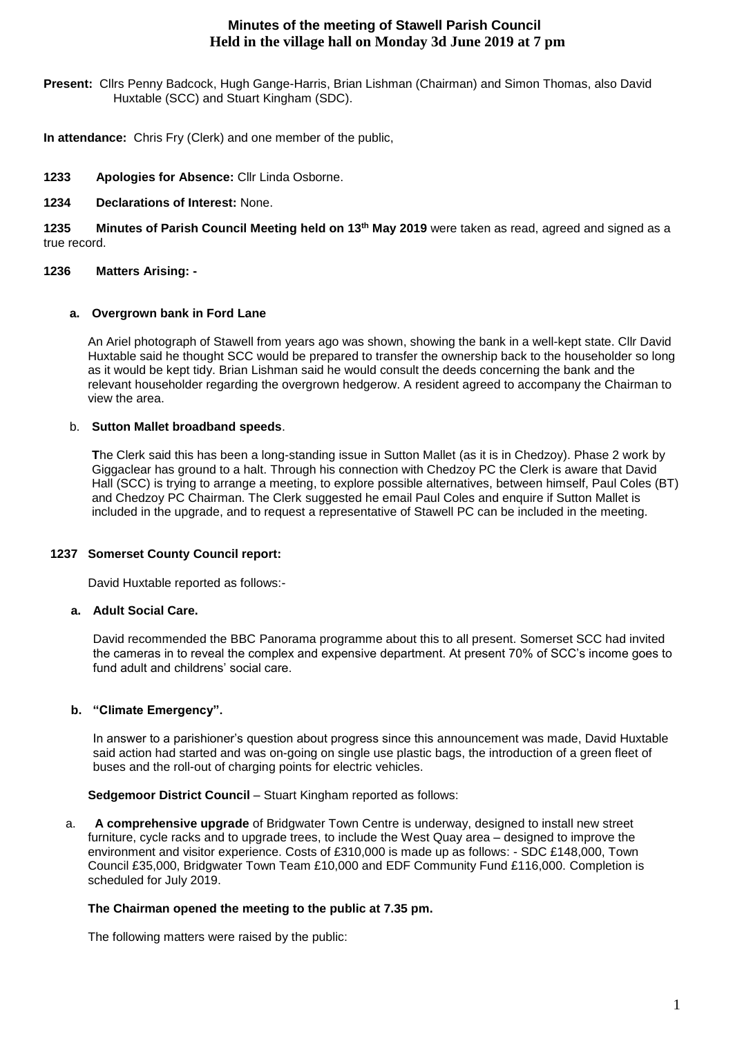# Minutes of the meeting of Stawell Parish Council
## Held in the village hall on Monday 3d June 2019 at 7 pm

**Present:** Cllrs Penny Badcock, Hugh Gange-Harris, Brian Lishman (Chairman) and Simon Thomas, also David Huxtable (SCC) and Stuart Kingham (SDC).

**In attendance:** Chris Fry (Clerk) and one member of the public,

**1233 Apologies for Absence:** Cllr Linda Osborne.

**1234 Declarations of Interest:** None.

**1235 Minutes of Parish Council Meeting held on 13th May 2019** were taken as read, agreed and signed as a true record.

**1236 Matters Arising: -**

**a. Overgrown bank in Ford Lane**

An Ariel photograph of Stawell from years ago was shown, showing the bank in a well-kept state. Cllr David Huxtable said he thought SCC would be prepared to transfer the ownership back to the householder so long as it would be kept tidy. Brian Lishman said he would consult the deeds concerning the bank and the relevant householder regarding the overgrown hedgerow. A resident agreed to accompany the Chairman to view the area.

b. **Sutton Mallet broadband speeds**.

**T**he Clerk said this has been a long-standing issue in Sutton Mallet (as it is in Chedzoy). Phase 2 work by Giggaclear has ground to a halt. Through his connection with Chedzoy PC the Clerk is aware that David Hall (SCC) is trying to arrange a meeting, to explore possible alternatives, between himself, Paul Coles (BT) and Chedzoy PC Chairman. The Clerk suggested he email Paul Coles and enquire if Sutton Mallet is included in the upgrade, and to request a representative of Stawell PC can be included in the meeting.

**1237 Somerset County Council report:**

David Huxtable reported as follows:-

**a. Adult Social Care.**

David recommended the BBC Panorama programme about this to all present. Somerset SCC had invited the cameras in to reveal the complex and expensive department. At present 70% of SCC's income goes to fund adult and childrens' social care.

**b. "Climate Emergency".**

In answer to a parishioner's question about progress since this announcement was made, David Huxtable said action had started and was on-going on single use plastic bags, the introduction of a green fleet of buses and the roll-out of charging points for electric vehicles.

**Sedgemoor District Council** – Stuart Kingham reported as follows:

a. **A comprehensive upgrade** of Bridgwater Town Centre is underway, designed to install new street furniture, cycle racks and to upgrade trees, to include the West Quay area – designed to improve the environment and visitor experience. Costs of £310,000 is made up as follows: - SDC £148,000, Town Council £35,000, Bridgwater Town Team £10,000 and EDF Community Fund £116,000. Completion is scheduled for July 2019.

**The Chairman opened the meeting to the public at 7.35 pm.**

The following matters were raised by the public: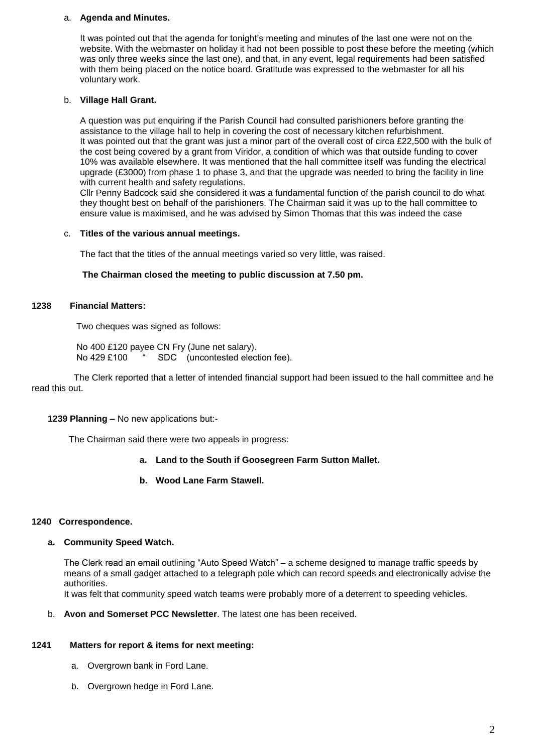a. **Agenda and Minutes.**

It was pointed out that the agenda for tonight's meeting and minutes of the last one were not on the website. With the webmaster on holiday it had not been possible to post these before the meeting (which was only three weeks since the last one), and that, in any event, legal requirements had been satisfied with them being placed on the notice board. Gratitude was expressed to the webmaster for all his voluntary work.

b. **Village Hall Grant.**

A question was put enquiring if the Parish Council had consulted parishioners before granting the assistance to the village hall to help in covering the cost of necessary kitchen refurbishment.
It was pointed out that the grant was just a minor part of the overall cost of circa £22,500 with the bulk of the cost being covered by a grant from Viridor, a condition of which was that outside funding to cover 10% was available elsewhere. It was mentioned that the hall committee itself was funding the electrical upgrade (£3000) from phase 1 to phase 3, and that the upgrade was needed to bring the facility in line with current health and safety regulations.
Cllr Penny Badcock said she considered it was a fundamental function of the parish council to do what they thought best on behalf of the parishioners. The Chairman said it was up to the hall committee to ensure value is maximised, and he was advised by Simon Thomas that this was indeed the case

c. **Titles of the various annual meetings.**

The fact that the titles of the annual meetings varied so very little, was raised.

**The Chairman closed the meeting to public discussion at 7.50 pm.**

**1238 Financial Matters:**

Two cheques was signed as follows:

No 400 £120 payee CN Fry (June net salary).
No 429 £100 " SDC (uncontested election fee).

The Clerk reported that a letter of intended financial support had been issued to the hall committee and he read this out.

**1239 Planning –** No new applications but:-

The Chairman said there were two appeals in progress:

a. **Land to the South if Goosegreen Farm Sutton Mallet.**
b. **Wood Lane Farm Stawell.**

**1240 Correspondence.**

a. **Community Speed Watch.**

The Clerk read an email outlining "Auto Speed Watch" – a scheme designed to manage traffic speeds by means of a small gadget attached to a telegraph pole which can record speeds and electronically advise the authorities.
It was felt that community speed watch teams were probably more of a deterrent to speeding vehicles.

b. **Avon and Somerset PCC Newsletter**. The latest one has been received.

**1241 Matters for report & items for next meeting:**

a. Overgrown bank in Ford Lane.
b. Overgrown hedge in Ford Lane.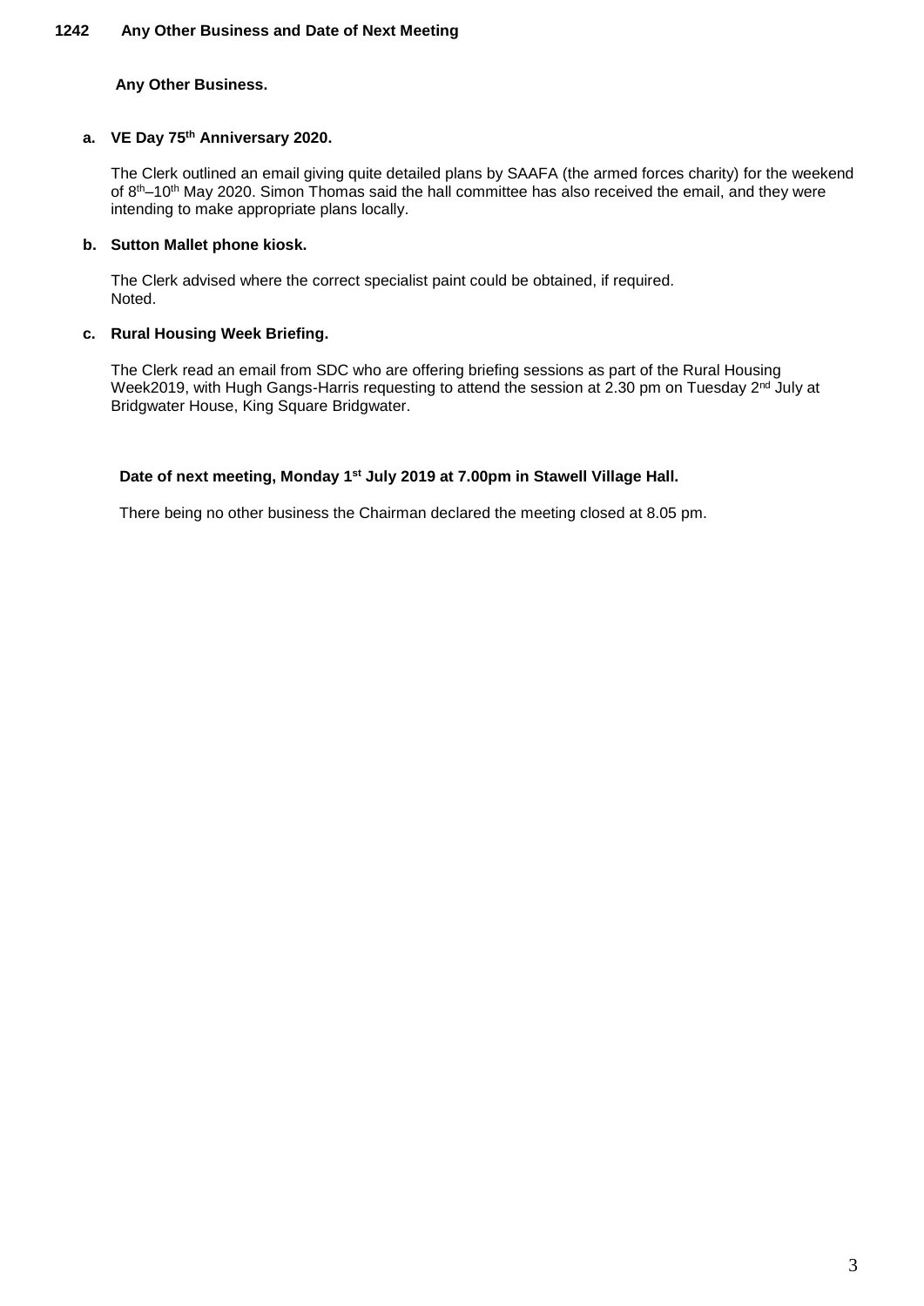### 1242 Any Other Business and Date of Next Meeting

**Any Other Business.**

**a. VE Day 75th Anniversary 2020.**

The Clerk outlined an email giving quite detailed plans by SAAFA (the armed forces charity) for the weekend of 8th–10th May 2020. Simon Thomas said the hall committee has also received the email, and they were intending to make appropriate plans locally.

**b. Sutton Mallet phone kiosk.**

The Clerk advised where the correct specialist paint could be obtained, if required.
Noted.

**c. Rural Housing Week Briefing.**

The Clerk read an email from SDC who are offering briefing sessions as part of the Rural Housing Week2019, with Hugh Gangs-Harris requesting to attend the session at 2.30 pm on Tuesday 2nd July at Bridgwater House, King Square Bridgwater.

**Date of next meeting, Monday 1st July 2019 at 7.00pm in Stawell Village Hall.**

There being no other business the Chairman declared the meeting closed at 8.05 pm.